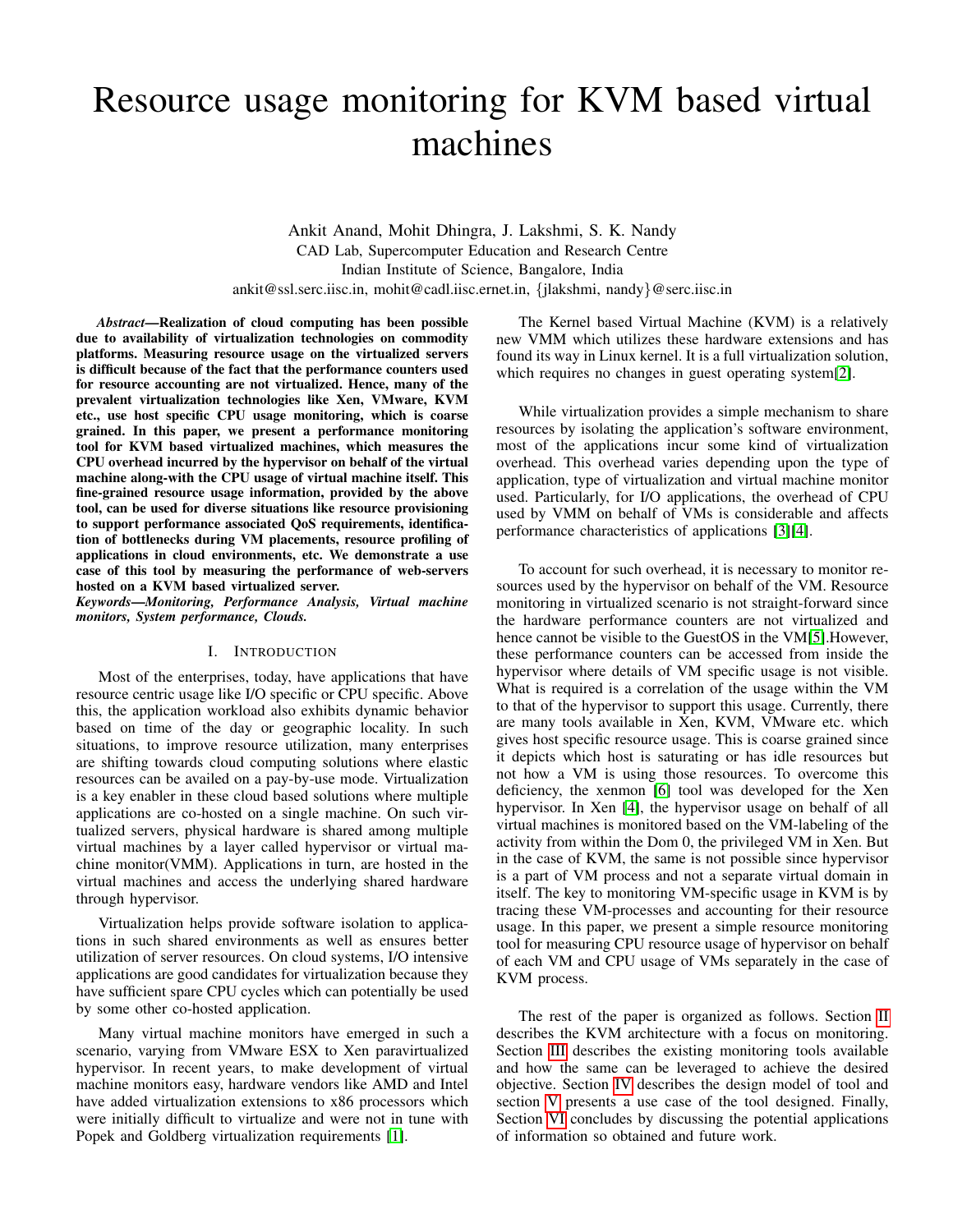# Resource usage monitoring for KVM based virtual machines

Ankit Anand, Mohit Dhingra, J. Lakshmi, S. K. Nandy
CAD Lab, Supercomputer Education and Research Centre
Indian Institute of Science, Bangalore, India
ankit@ssl.serc.iisc.in, mohit@cadl.iisc.ernet.in, {jlakshmi, nandy}@serc.iisc.in

***Abstract*—Realization of cloud computing has been possible due to availability of virtualization technologies on commodity platforms. Measuring resource usage on the virtualized servers is difficult because of the fact that the performance counters used for resource accounting are not virtualized. Hence, many of the prevalent virtualization technologies like Xen, VMware, KVM etc., use host specific CPU usage monitoring, which is coarse grained. In this paper, we present a performance monitoring tool for KVM based virtualized machines, which measures the CPU overhead incurred by the hypervisor on behalf of the virtual machine along-with the CPU usage of virtual machine itself. This fine-grained resource usage information, provided by the above tool, can be used for diverse situations like resource provisioning to support performance associated QoS requirements, identification of bottlenecks during VM placements, resource profiling of applications in cloud environments, etc. We demonstrate a use case of this tool by measuring the performance of web-servers hosted on a KVM based virtualized server.**

***Keywords*—Monitoring, Performance Analysis, Virtual machine monitors, System performance, Clouds.**

## I. Introduction

Most of the enterprises, today, have applications that have resource centric usage like I/O specific or CPU specific. Above this, the application workload also exhibits dynamic behavior based on time of the day or geographic locality. In such situations, to improve resource utilization, many enterprises are shifting towards cloud computing solutions where elastic resources can be availed on a pay-by-use mode. Virtualization is a key enabler in these cloud based solutions where multiple applications are co-hosted on a single machine. On such virtualized servers, physical hardware is shared among multiple virtual machines by a layer called hypervisor or virtual machine monitor(VMM). Applications in turn, are hosted in the virtual machines and access the underlying shared hardware through hypervisor.

Virtualization helps provide software isolation to applications in such shared environments as well as ensures better utilization of server resources. On cloud systems, I/O intensive applications are good candidates for virtualization because they have sufficient spare CPU cycles which can potentially be used by some other co-hosted application.

Many virtual machine monitors have emerged in such a scenario, varying from VMware ESX to Xen paravirtualized hypervisor. In recent years, to make development of virtual machine monitors easy, hardware vendors like AMD and Intel have added virtualization extensions to x86 processors which were initially difficult to virtualize and were not in tune with Popek and Goldberg virtualization requirements [1].

The Kernel based Virtual Machine (KVM) is a relatively new VMM which utilizes these hardware extensions and has found its way in Linux kernel. It is a full virtualization solution, which requires no changes in guest operating system[2].

While virtualization provides a simple mechanism to share resources by isolating the application's software environment, most of the applications incur some kind of virtualization overhead. This overhead varies depending upon the type of application, type of virtualization and virtual machine monitor used. Particularly, for I/O applications, the overhead of CPU used by VMM on behalf of VMs is considerable and affects performance characteristics of applications [3][4].

To account for such overhead, it is necessary to monitor resources used by the hypervisor on behalf of the VM. Resource monitoring in virtualized scenario is not straight-forward since the hardware performance counters are not virtualized and hence cannot be visible to the GuestOS in the VM[5].However, these performance counters can be accessed from inside the hypervisor where details of VM specific usage is not visible. What is required is a correlation of the usage within the VM to that of the hypervisor to support this usage. Currently, there are many tools available in Xen, KVM, VMware etc. which gives host specific resource usage. This is coarse grained since it depicts which host is saturating or has idle resources but not how a VM is using those resources. To overcome this deficiency, the xenmon [6] tool was developed for the Xen hypervisor. In Xen [4], the hypervisor usage on behalf of all virtual machines is monitored based on the VM-labeling of the activity from within the Dom 0, the privileged VM in Xen. But in the case of KVM, the same is not possible since hypervisor is a part of VM process and not a separate virtual domain in itself. The key to monitoring VM-specific usage in KVM is by tracing these VM-processes and accounting for their resource usage. In this paper, we present a simple resource monitoring tool for measuring CPU resource usage of hypervisor on behalf of each VM and CPU usage of VMs separately in the case of KVM process.

The rest of the paper is organized as follows. Section II describes the KVM architecture with a focus on monitoring. Section III describes the existing monitoring tools available and how the same can be leveraged to achieve the desired objective. Section IV describes the design model of tool and section V presents a use case of the tool designed. Finally, Section VI concludes by discussing the potential applications of information so obtained and future work.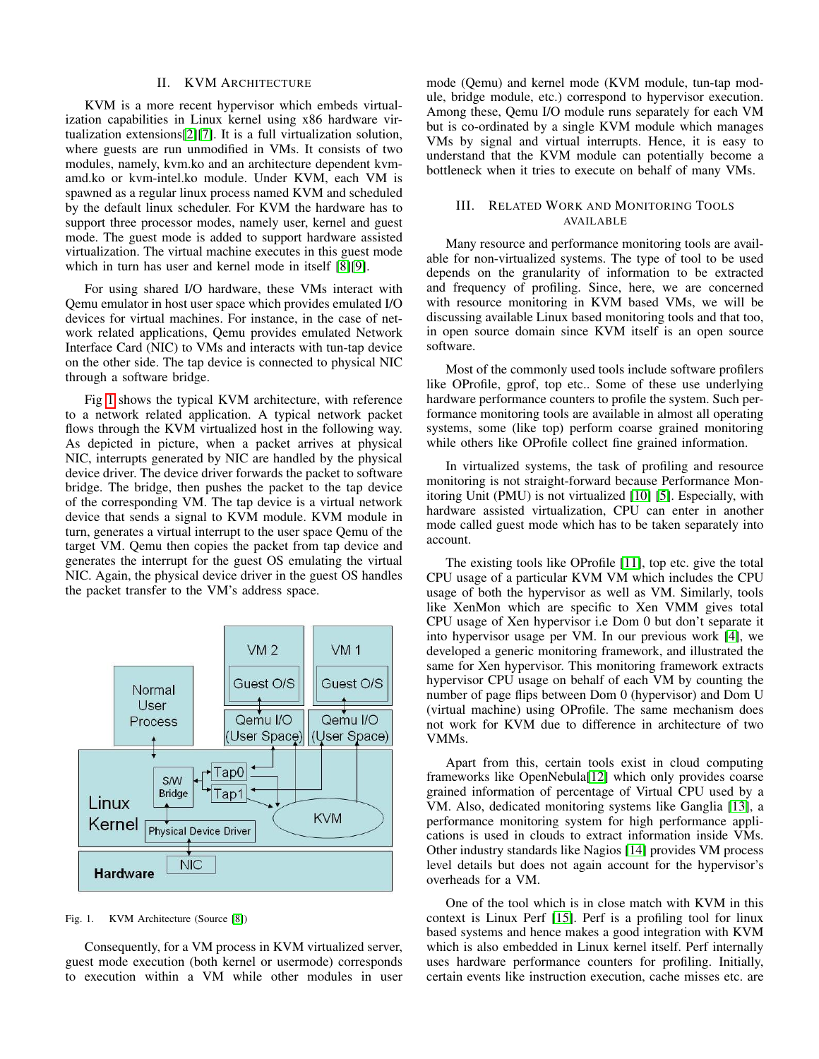## II. KVM Architecture

KVM is a more recent hypervisor which embeds virtualization capabilities in Linux kernel using x86 hardware virtualization extensions[2][7]. It is a full virtualization solution, where guests are run unmodified in VMs. It consists of two modules, namely, kvm.ko and an architecture dependent kvm-amd.ko or kvm-intel.ko module. Under KVM, each VM is spawned as a regular linux process named KVM and scheduled by the default linux scheduler. For KVM the hardware has to support three processor modes, namely user, kernel and guest mode. The guest mode is added to support hardware assisted virtualization. The virtual machine executes in this guest mode which in turn has user and kernel mode in itself [8][9].

For using shared I/O hardware, these VMs interact with Qemu emulator in host user space which provides emulated I/O devices for virtual machines. For instance, in the case of network related applications, Qemu provides emulated Network Interface Card (NIC) to VMs and interacts with tun-tap device on the other side. The tap device is connected to physical NIC through a software bridge.

Fig 1 shows the typical KVM architecture, with reference to a network related application. A typical network packet flows through the KVM virtualized host in the following way. As depicted in picture, when a packet arrives at physical NIC, interrupts generated by NIC are handled by the physical device driver. The device driver forwards the packet to software bridge. The bridge, then pushes the packet to the tap device of the corresponding VM. The tap device is a virtual network device that sends a signal to KVM module. KVM module in turn, generates a virtual interrupt to the user space Qemu of the target VM. Qemu then copies the packet from tap device and generates the interrupt for the guest OS emulating the virtual NIC. Again, the physical device driver in the guest OS handles the packet transfer to the VM's address space.

Fig. 1. KVM Architecture (Source [8])

Consequently, for a VM process in KVM virtualized server, guest mode execution (both kernel or usermode) corresponds to execution within a VM while other modules in user mode (Qemu) and kernel mode (KVM module, tun-tap module, bridge module, etc.) correspond to hypervisor execution. Among these, Qemu I/O module runs separately for each VM but is co-ordinated by a single KVM module which manages VMs by signal and virtual interrupts. Hence, it is easy to understand that the KVM module can potentially become a bottleneck when it tries to execute on behalf of many VMs.

## III. Related Work and Monitoring Tools Available

Many resource and performance monitoring tools are available for non-virtualized systems. The type of tool to be used depends on the granularity of information to be extracted and frequency of profiling. Since, here, we are concerned with resource monitoring in KVM based VMs, we will be discussing available Linux based monitoring tools and that too, in open source domain since KVM itself is an open source software.

Most of the commonly used tools include software profilers like OProfile, gprof, top etc.. Some of these use underlying hardware performance counters to profile the system. Such performance monitoring tools are available in almost all operating systems, some (like top) perform coarse grained monitoring while others like OProfile collect fine grained information.

In virtualized systems, the task of profiling and resource monitoring is not straight-forward because Performance Monitoring Unit (PMU) is not virtualized [10] [5]. Especially, with hardware assisted virtualization, CPU can enter in another mode called guest mode which has to be taken separately into account.

The existing tools like OProfile [11], top etc. give the total CPU usage of a particular KVM VM which includes the CPU usage of both the hypervisor as well as VM. Similarly, tools like XenMon which are specific to Xen VMM gives total CPU usage of Xen hypervisor i.e Dom 0 but don't separate it into hypervisor usage per VM. In our previous work [4], we developed a generic monitoring framework, and illustrated the same for Xen hypervisor. This monitoring framework extracts hypervisor CPU usage on behalf of each VM by counting the number of page flips between Dom 0 (hypervisor) and Dom U (virtual machine) using OProfile. The same mechanism does not work for KVM due to difference in architecture of two VMMs.

Apart from this, certain tools exist in cloud computing frameworks like OpenNebula[12] which only provides coarse grained information of percentage of Virtual CPU used by a VM. Also, dedicated monitoring systems like Ganglia [13], a performance monitoring system for high performance applications is used in clouds to extract information inside VMs. Other industry standards like Nagios [14] provides VM process level details but does not again account for the hypervisor's overheads for a VM.

One of the tool which is in close match with KVM in this context is Linux Perf [15]. Perf is a profiling tool for linux based systems and hence makes a good integration with KVM which is also embedded in Linux kernel itself. Perf internally uses hardware performance counters for profiling. Initially, certain events like instruction execution, cache misses etc. are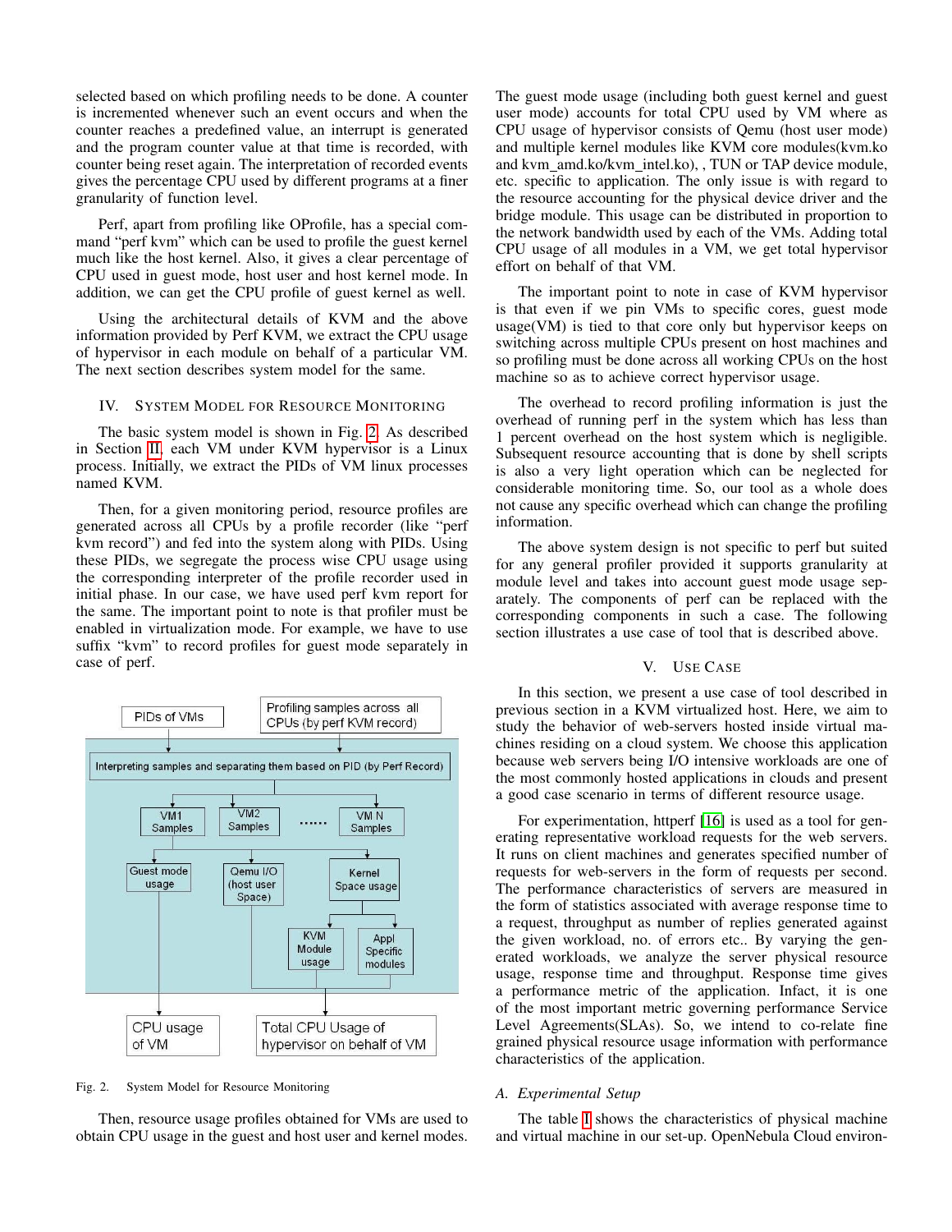selected based on which profiling needs to be done. A counter is incremented whenever such an event occurs and when the counter reaches a predefined value, an interrupt is generated and the program counter value at that time is recorded, with counter being reset again. The interpretation of recorded events gives the percentage CPU used by different programs at a finer granularity of function level.

Perf, apart from profiling like OProfile, has a special command "perf kvm" which can be used to profile the guest kernel much like the host kernel. Also, it gives a clear percentage of CPU used in guest mode, host user and host kernel mode. In addition, we can get the CPU profile of guest kernel as well.

Using the architectural details of KVM and the above information provided by Perf KVM, we extract the CPU usage of hypervisor in each module on behalf of a particular VM. The next section describes system model for the same.

## IV. System Model for Resource Monitoring

The basic system model is shown in Fig. 2. As described in Section II, each VM under KVM hypervisor is a Linux process. Initially, we extract the PIDs of VM linux processes named KVM.

Then, for a given monitoring period, resource profiles are generated across all CPUs by a profile recorder (like "perf kvm record") and fed into the system along with PIDs. Using these PIDs, we segregate the process wise CPU usage using the corresponding interpreter of the profile recorder used in initial phase. In our case, we have used perf kvm report for the same. The important point to note is that profiler must be enabled in virtualization mode. For example, we have to use suffix "kvm" to record profiles for guest mode separately in case of perf.

Fig. 2. System Model for Resource Monitoring

Then, resource usage profiles obtained for VMs are used to obtain CPU usage in the guest and host user and kernel modes. The guest mode usage (including both guest kernel and guest user mode) accounts for total CPU used by VM where as CPU usage of hypervisor consists of Qemu (host user mode) and multiple kernel modules like KVM core modules(kvm.ko and kvm_amd.ko/kvm_intel.ko), , TUN or TAP device module, etc. specific to application. The only issue is with regard to the resource accounting for the physical device driver and the bridge module. This usage can be distributed in proportion to the network bandwidth used by each of the VMs. Adding total CPU usage of all modules in a VM, we get total hypervisor effort on behalf of that VM.

The important point to note in case of KVM hypervisor is that even if we pin VMs to specific cores, guest mode usage(VM) is tied to that core only but hypervisor keeps on switching across multiple CPUs present on host machines and so profiling must be done across all working CPUs on the host machine so as to achieve correct hypervisor usage.

The overhead to record profiling information is just the overhead of running perf in the system which has less than 1 percent overhead on the host system which is negligible. Subsequent resource accounting that is done by shell scripts is also a very light operation which can be neglected for considerable monitoring time. So, our tool as a whole does not cause any specific overhead which can change the profiling information.

The above system design is not specific to perf but suited for any general profiler provided it supports granularity at module level and takes into account guest mode usage separately. The components of perf can be replaced with the corresponding components in such a case. The following section illustrates a use case of tool that is described above.

## V. Use Case

In this section, we present a use case of tool described in previous section in a KVM virtualized host. Here, we aim to study the behavior of web-servers hosted inside virtual machines residing on a cloud system. We choose this application because web servers being I/O intensive workloads are one of the most commonly hosted applications in clouds and present a good case scenario in terms of different resource usage.

For experimentation, httperf [16] is used as a tool for generating representative workload requests for the web servers. It runs on client machines and generates specified number of requests for web-servers in the form of requests per second. The performance characteristics of servers are measured in the form of statistics associated with average response time to a request, throughput as number of replies generated against the given workload, no. of errors etc.. By varying the generated workloads, we analyze the server physical resource usage, response time and throughput. Response time gives a performance metric of the application. Infact, it is one of the most important metric governing performance Service Level Agreements(SLAs). So, we intend to co-relate fine grained physical resource usage information with performance characteristics of the application.

### A. Experimental Setup

The table I shows the characteristics of physical machine and virtual machine in our set-up. OpenNebula Cloud environ-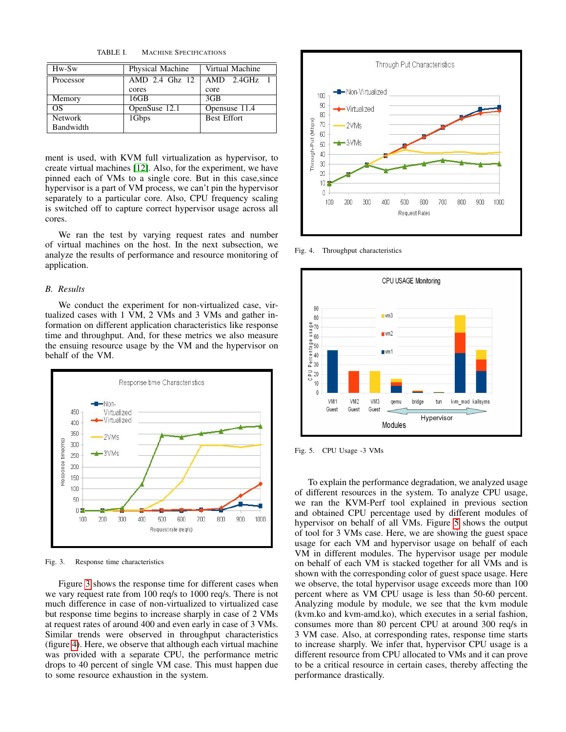TABLE I. MACHINE SPECIFICATIONS

| Hw-Sw | Physical Machine | Virtual Machine |
|---|---|---|
| Processor | AMD 2.4 Ghz 12 cores | AMD 2.4GHz 1 core |
| Memory | 16GB | 3GB |
| OS | OpenSuse 12.1 | Opensuse 11.4 |
| Network Bandwidth | 1Gbps | Best Effort |

ment is used, with KVM full virtualization as hypervisor, to create virtual machines [12]. Also, for the experiment, we have pinned each of VMs to a single core. But in this case,since hypervisor is a part of VM process, we can't pin the hypervisor separately to a particular core. Also, CPU frequency scaling is switched off to capture correct hypervisor usage across all cores.

We ran the test by varying request rates and number of virtual machines on the host. In the next subsection, we analyze the results of performance and resource monitoring of application.

### B. Results

We conduct the experiment for non-virtualized case, virtualized cases with 1 VM, 2 VMs and 3 VMs and gather information on different application characteristics like response time and throughput. And, for these metrics we also measure the ensuing resource usage by the VM and the hypervisor on behalf of the VM.

Fig. 3. Response time characteristics

Figure 3 shows the response time for different cases when we vary request rate from 100 req/s to 1000 req/s. There is not much difference in case of non-virtualized to virtualized case but response time begins to increase sharply in case of 2 VMs at request rates of around 400 and even early in case of 3 VMs. Similar trends were observed in throughput characteristics (figure 4). Here, we observe that although each virtual machine was provided with a separate CPU, the performance metric drops to 40 percent of single VM case. This must happen due to some resource exhaustion in the system.

Fig. 4. Throughput characteristics

Fig. 5. CPU Usage -3 VMs

To explain the performance degradation, we analyzed usage of different resources in the system. To analyze CPU usage, we ran the KVM-Perf tool explained in previous section and obtained CPU percentage used by different modules of hypervisor on behalf of all VMs. Figure 5 shows the output of tool for 3 VMs case. Here, we are showing the guest space usage for each VM and hypervisor usage on behalf of each VM in different modules. The hypervisor usage per module on behalf of each VM is stacked together for all VMs and is shown with the corresponding color of guest space usage. Here we observe, the total hypervisor usage exceeds more than 100 percent where as VM CPU usage is less than 50-60 percent. Analyzing module by module, we see that the kvm module (kvm.ko and kvm-amd.ko), which executes in a serial fashion, consumes more than 80 percent CPU at around 300 req/s in 3 VM case. Also, at corresponding rates, response time starts to increase sharply. We infer that, hypervisor CPU usage is a different resource from CPU allocated to VMs and it can prove to be a critical resource in certain cases, thereby affecting the performance drastically.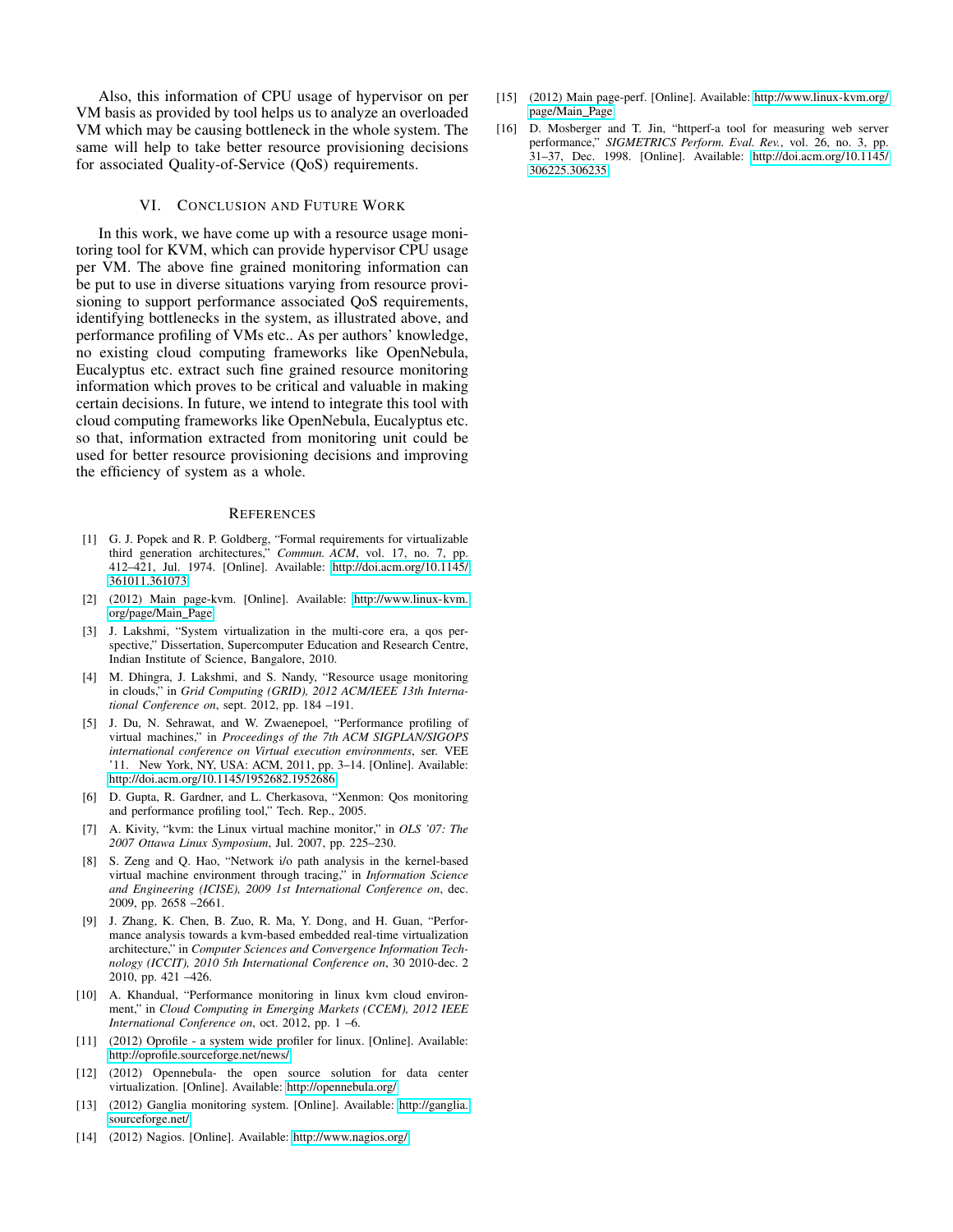Also, this information of CPU usage of hypervisor on per VM basis as provided by tool helps us to analyze an overloaded VM which may be causing bottleneck in the whole system. The same will help to take better resource provisioning decisions for associated Quality-of-Service (QoS) requirements.

## VI. Conclusion and Future Work

In this work, we have come up with a resource usage monitoring tool for KVM, which can provide hypervisor CPU usage per VM. The above fine grained monitoring information can be put to use in diverse situations varying from resource provisioning to support performance associated QoS requirements, identifying bottlenecks in the system, as illustrated above, and performance profiling of VMs etc.. As per authors' knowledge, no existing cloud computing frameworks like OpenNebula, Eucalyptus etc. extract such fine grained resource monitoring information which proves to be critical and valuable in making certain decisions. In future, we intend to integrate this tool with cloud computing frameworks like OpenNebula, Eucalyptus etc. so that, information extracted from monitoring unit could be used for better resource provisioning decisions and improving the efficiency of system as a whole.

## References

[1] G. J. Popek and R. P. Goldberg, "Formal requirements for virtualizable third generation architectures," *Commun. ACM*, vol. 17, no. 7, pp. 412–421, Jul. 1974. [Online]. Available: http://doi.acm.org/10.1145/361011.361073

[2] (2012) Main page-kvm. [Online]. Available: http://www.linux-kvm.org/page/Main_Page

[3] J. Lakshmi, "System virtualization in the multi-core era, a qos perspective," Dissertation, Supercomputer Education and Research Centre, Indian Institute of Science, Bangalore, 2010.

[4] M. Dhingra, J. Lakshmi, and S. Nandy, "Resource usage monitoring in clouds," in *Grid Computing (GRID), 2012 ACM/IEEE 13th International Conference on*, sept. 2012, pp. 184 –191.

[5] J. Du, N. Sehrawat, and W. Zwaenepoel, "Performance profiling of virtual machines," in *Proceedings of the 7th ACM SIGPLAN/SIGOPS international conference on Virtual execution environments*, ser. VEE '11. New York, NY, USA: ACM, 2011, pp. 3–14. [Online]. Available: http://doi.acm.org/10.1145/1952682.1952686

[6] D. Gupta, R. Gardner, and L. Cherkasova, "Xenmon: Qos monitoring and performance profiling tool," Tech. Rep., 2005.

[7] A. Kivity, "kvm: the Linux virtual machine monitor," in *OLS '07: The 2007 Ottawa Linux Symposium*, Jul. 2007, pp. 225–230.

[8] S. Zeng and Q. Hao, "Network i/o path analysis in the kernel-based virtual machine environment through tracing," in *Information Science and Engineering (ICISE), 2009 1st International Conference on*, dec. 2009, pp. 2658 –2661.

[9] J. Zhang, K. Chen, B. Zuo, R. Ma, Y. Dong, and H. Guan, "Performance analysis towards a kvm-based embedded real-time virtualization architecture," in *Computer Sciences and Convergence Information Technology (ICCIT), 2010 5th International Conference on*, 30 2010-dec. 2 2010, pp. 421 –426.

[10] A. Khandual, "Performance monitoring in linux kvm cloud environment," in *Cloud Computing in Emerging Markets (CCEM), 2012 IEEE International Conference on*, oct. 2012, pp. 1 –6.

[11] (2012) Oprofile - a system wide profiler for linux. [Online]. Available: http://oprofile.sourceforge.net/news/

[12] (2012) Opennebula- the open source solution for data center virtualization. [Online]. Available: http://opennebula.org/

[13] (2012) Ganglia monitoring system. [Online]. Available: http://ganglia.sourceforge.net/

[14] (2012) Nagios. [Online]. Available: http://www.nagios.org/

[15] (2012) Main page-perf. [Online]. Available: http://www.linux-kvm.org/page/Main_Page

[16] D. Mosberger and T. Jin, "httperf-a tool for measuring web server performance," *SIGMETRICS Perform. Eval. Rev.*, vol. 26, no. 3, pp. 31–37, Dec. 1998. [Online]. Available: http://doi.acm.org/10.1145/306225.306235